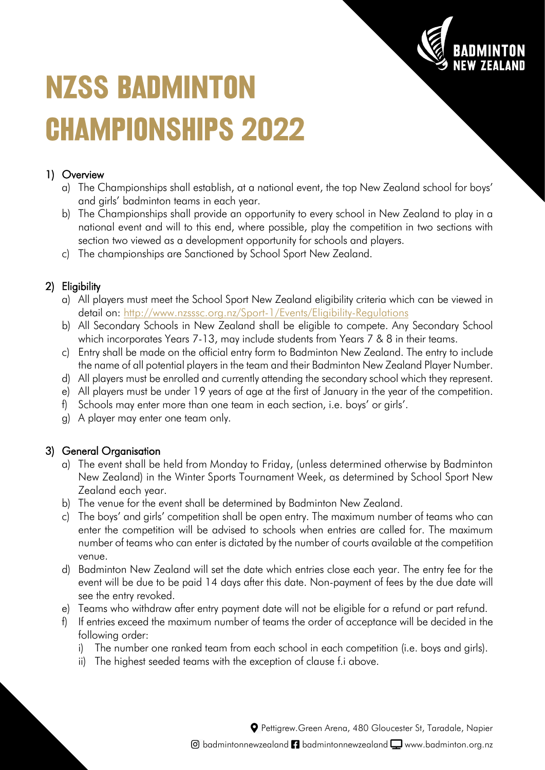# NZSS BADMINTON CHAMPIONSHIPS 2022

## 1) Overview

a) The Championships shall establish, at a national event, the top New Zealand school for boys' and girls' badminton teams in each year.

b) The Championships shall provide an opportunity to every school in New Zealand to play in a national event and will to this end, where possible, play the competition in two sections with section two viewed as a development opportunity for schools and players.

c) The championships are Sanctioned by School Sport New Zealand.

## 2) Eligibility

a) All players must meet the School Sport New Zealand eligibility criteria which can be viewed in detail on: http://www.nzsssc.org.nz/Sport-1/Events/Eligibility-Regulations

b) All Secondary Schools in New Zealand shall be eligible to compete. Any Secondary School which incorporates Years 7-13, may include students from Years 7 & 8 in their teams.

c) Entry shall be made on the official entry form to Badminton New Zealand. The entry to include the name of all potential players in the team and their Badminton New Zealand Player Number.

d) All players must be enrolled and currently attending the secondary school which they represent.

e) All players must be under 19 years of age at the first of January in the year of the competition.

f) Schools may enter more than one team in each section, i.e. boys' or girls'.

g) A player may enter one team only.

## 3) General Organisation

a) The event shall be held from Monday to Friday, (unless determined otherwise by Badminton New Zealand) in the Winter Sports Tournament Week, as determined by School Sport New Zealand each year.

b) The venue for the event shall be determined by Badminton New Zealand.

c) The boys' and girls' competition shall be open entry. The maximum number of teams who can enter the competition will be advised to schools when entries are called for. The maximum number of teams who can enter is dictated by the number of courts available at the competition venue.

d) Badminton New Zealand will set the date which entries close each year. The entry fee for the event will be due to be paid 14 days after this date. Non-payment of fees by the due date will see the entry revoked.

e) Teams who withdraw after entry payment date will not be eligible for a refund or part refund.

f) If entries exceed the maximum number of teams the order of acceptance will be decided in the following order:

   i) The number one ranked team from each school in each competition (i.e. boys and girls).

   ii) The highest seeded teams with the exception of clause f.i above.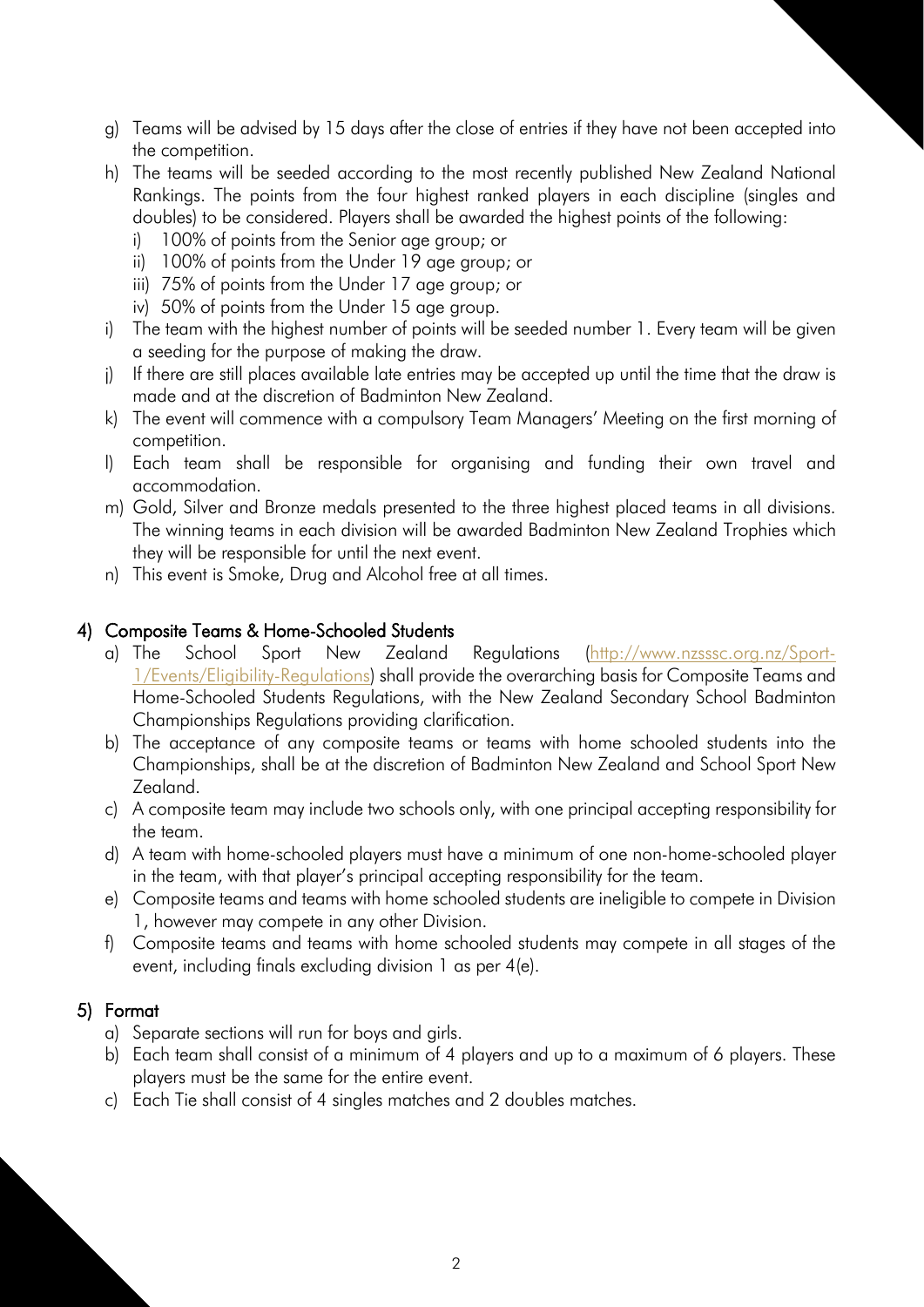g) Teams will be advised by 15 days after the close of entries if they have not been accepted into the competition.

h) The teams will be seeded according to the most recently published New Zealand National Rankings. The points from the four highest ranked players in each discipline (singles and doubles) to be considered. Players shall be awarded the highest points of the following:
   i) 100% of points from the Senior age group; or
   ii) 100% of points from the Under 19 age group; or
   iii) 75% of points from the Under 17 age group; or
   iv) 50% of points from the Under 15 age group.

i) The team with the highest number of points will be seeded number 1. Every team will be given a seeding for the purpose of making the draw.

j) If there are still places available late entries may be accepted up until the time that the draw is made and at the discretion of Badminton New Zealand.

k) The event will commence with a compulsory Team Managers' Meeting on the first morning of competition.

l) Each team shall be responsible for organising and funding their own travel and accommodation.

m) Gold, Silver and Bronze medals presented to the three highest placed teams in all divisions. The winning teams in each division will be awarded Badminton New Zealand Trophies which they will be responsible for until the next event.

n) This event is Smoke, Drug and Alcohol free at all times.

## 4) Composite Teams & Home-Schooled Students

a) The School Sport New Zealand Regulations ([http://www.nzsssc.org.nz/Sport-1/Events/Eligibility-Regulations](http://www.nzsssc.org.nz/Sport-1/Events/Eligibility-Regulations)) shall provide the overarching basis for Composite Teams and Home-Schooled Students Regulations, with the New Zealand Secondary School Badminton Championships Regulations providing clarification.

b) The acceptance of any composite teams or teams with home schooled students into the Championships, shall be at the discretion of Badminton New Zealand and School Sport New Zealand.

c) A composite team may include two schools only, with one principal accepting responsibility for the team.

d) A team with home-schooled players must have a minimum of one non-home-schooled player in the team, with that player's principal accepting responsibility for the team.

e) Composite teams and teams with home schooled students are ineligible to compete in Division 1, however may compete in any other Division.

f) Composite teams and teams with home schooled students may compete in all stages of the event, including finals excluding division 1 as per 4(e).

## 5) Format

a) Separate sections will run for boys and girls.

b) Each team shall consist of a minimum of 4 players and up to a maximum of 6 players. These players must be the same for the entire event.

c) Each Tie shall consist of 4 singles matches and 2 doubles matches.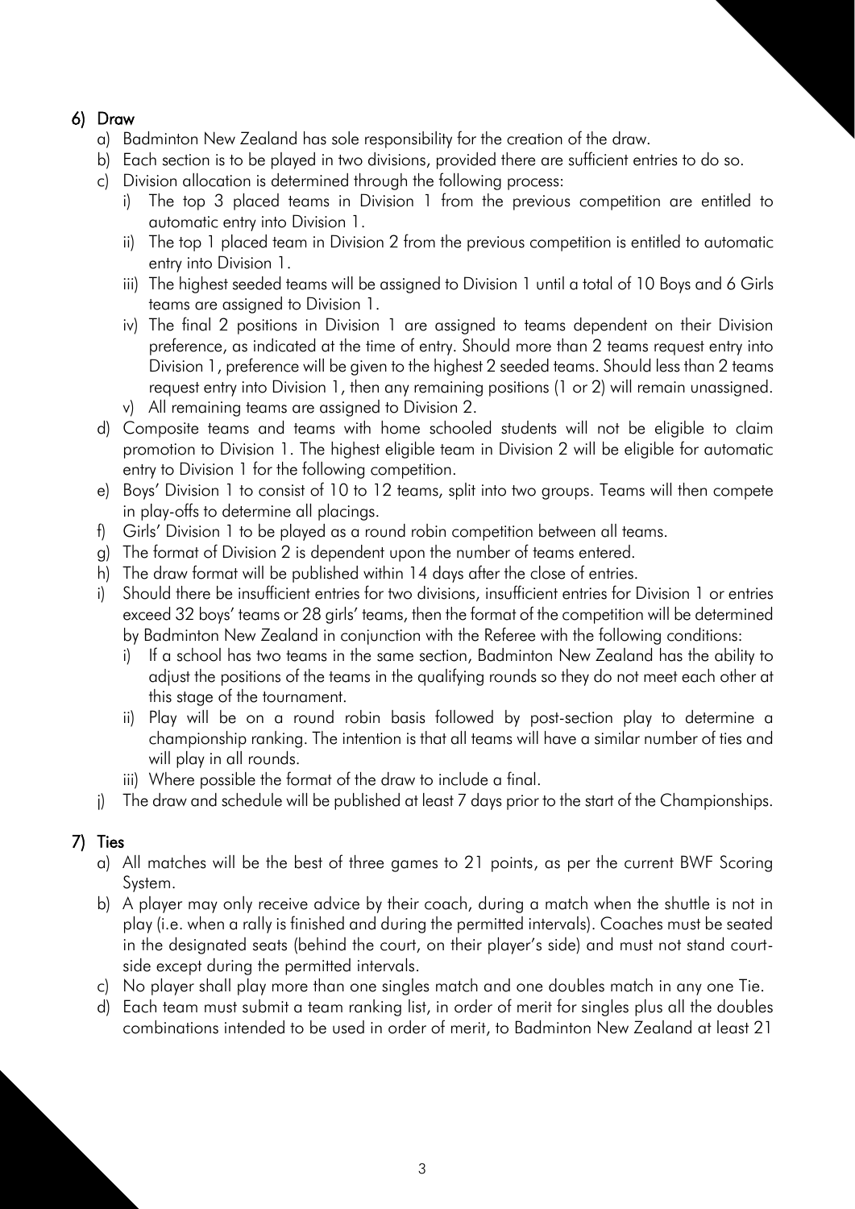## 6) Draw

a) Badminton New Zealand has sole responsibility for the creation of the draw.

b) Each section is to be played in two divisions, provided there are sufficient entries to do so.

c) Division allocation is determined through the following process:

   i) The top 3 placed teams in Division 1 from the previous competition are entitled to automatic entry into Division 1.

   ii) The top 1 placed team in Division 2 from the previous competition is entitled to automatic entry into Division 1.

   iii) The highest seeded teams will be assigned to Division 1 until a total of 10 Boys and 6 Girls teams are assigned to Division 1.

   iv) The final 2 positions in Division 1 are assigned to teams dependent on their Division preference, as indicated at the time of entry. Should more than 2 teams request entry into Division 1, preference will be given to the highest 2 seeded teams. Should less than 2 teams request entry into Division 1, then any remaining positions (1 or 2) will remain unassigned.

   v) All remaining teams are assigned to Division 2.

d) Composite teams and teams with home schooled students will not be eligible to claim promotion to Division 1. The highest eligible team in Division 2 will be eligible for automatic entry to Division 1 for the following competition.

e) Boys' Division 1 to consist of 10 to 12 teams, split into two groups. Teams will then compete in play-offs to determine all placings.

f) Girls' Division 1 to be played as a round robin competition between all teams.

g) The format of Division 2 is dependent upon the number of teams entered.

h) The draw format will be published within 14 days after the close of entries.

i) Should there be insufficient entries for two divisions, insufficient entries for Division 1 or entries exceed 32 boys' teams or 28 girls' teams, then the format of the competition will be determined by Badminton New Zealand in conjunction with the Referee with the following conditions:

   i) If a school has two teams in the same section, Badminton New Zealand has the ability to adjust the positions of the teams in the qualifying rounds so they do not meet each other at this stage of the tournament.

   ii) Play will be on a round robin basis followed by post-section play to determine a championship ranking. The intention is that all teams will have a similar number of ties and will play in all rounds.

   iii) Where possible the format of the draw to include a final.

j) The draw and schedule will be published at least 7 days prior to the start of the Championships.

## 7) Ties

a) All matches will be the best of three games to 21 points, as per the current BWF Scoring System.

b) A player may only receive advice by their coach, during a match when the shuttle is not in play (i.e. when a rally is finished and during the permitted intervals). Coaches must be seated in the designated seats (behind the court, on their player's side) and must not stand court-side except during the permitted intervals.

c) No player shall play more than one singles match and one doubles match in any one Tie.

d) Each team must submit a team ranking list, in order of merit for singles plus all the doubles combinations intended to be used in order of merit, to Badminton New Zealand at least 21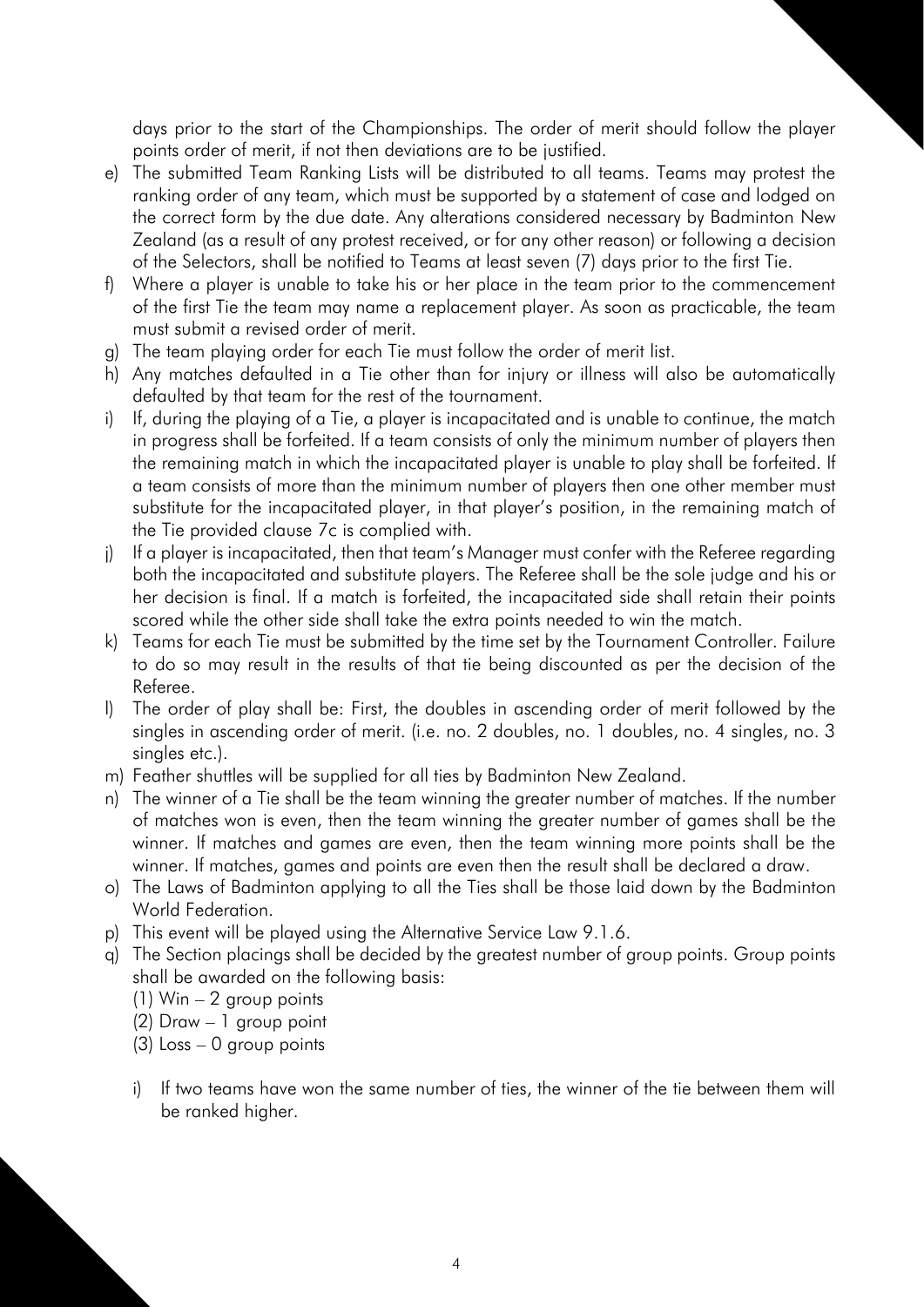days prior to the start of the Championships. The order of merit should follow the player points order of merit, if not then deviations are to be justified.

e) The submitted Team Ranking Lists will be distributed to all teams. Teams may protest the ranking order of any team, which must be supported by a statement of case and lodged on the correct form by the due date. Any alterations considered necessary by Badminton New Zealand (as a result of any protest received, or for any other reason) or following a decision of the Selectors, shall be notified to Teams at least seven (7) days prior to the first Tie.

f) Where a player is unable to take his or her place in the team prior to the commencement of the first Tie the team may name a replacement player. As soon as practicable, the team must submit a revised order of merit.

g) The team playing order for each Tie must follow the order of merit list.

h) Any matches defaulted in a Tie other than for injury or illness will also be automatically defaulted by that team for the rest of the tournament.

i) If, during the playing of a Tie, a player is incapacitated and is unable to continue, the match in progress shall be forfeited. If a team consists of only the minimum number of players then the remaining match in which the incapacitated player is unable to play shall be forfeited. If a team consists of more than the minimum number of players then one other member must substitute for the incapacitated player, in that player's position, in the remaining match of the Tie provided clause 7c is complied with.

j) If a player is incapacitated, then that team's Manager must confer with the Referee regarding both the incapacitated and substitute players. The Referee shall be the sole judge and his or her decision is final. If a match is forfeited, the incapacitated side shall retain their points scored while the other side shall take the extra points needed to win the match.

k) Teams for each Tie must be submitted by the time set by the Tournament Controller. Failure to do so may result in the results of that tie being discounted as per the decision of the Referee.

l) The order of play shall be: First, the doubles in ascending order of merit followed by the singles in ascending order of merit. (i.e. no. 2 doubles, no. 1 doubles, no. 4 singles, no. 3 singles etc.).

m) Feather shuttles will be supplied for all ties by Badminton New Zealand.

n) The winner of a Tie shall be the team winning the greater number of matches. If the number of matches won is even, then the team winning the greater number of games shall be the winner. If matches and games are even, then the team winning more points shall be the winner. If matches, games and points are even then the result shall be declared a draw.

o) The Laws of Badminton applying to all the Ties shall be those laid down by the Badminton World Federation.

p) This event will be played using the Alternative Service Law 9.1.6.

q) The Section placings shall be decided by the greatest number of group points. Group points shall be awarded on the following basis:

   (1) Win – 2 group points
   (2) Draw – 1 group point
   (3) Loss – 0 group points

   i) If two teams have won the same number of ties, the winner of the tie between them will be ranked higher.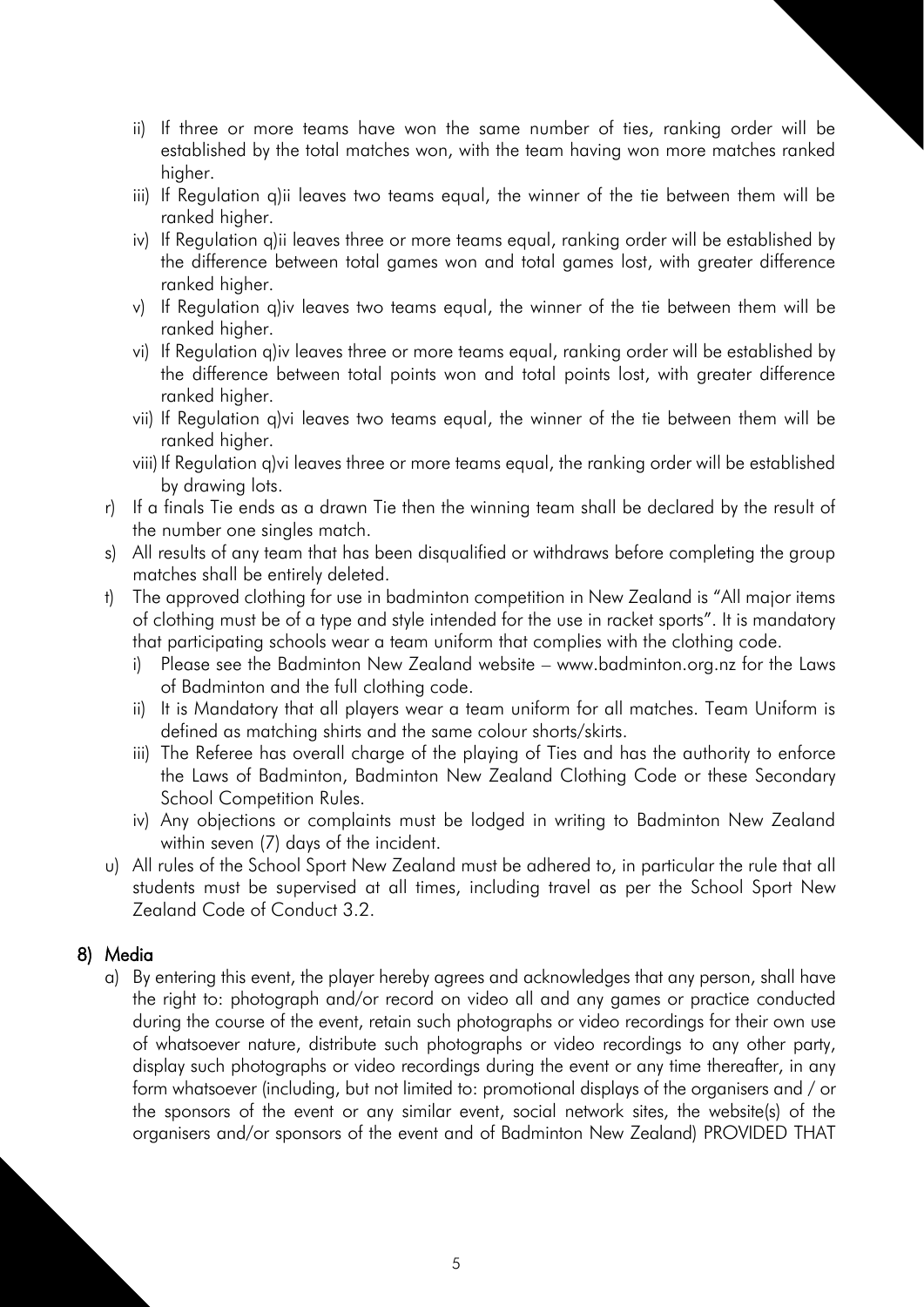ii) If three or more teams have won the same number of ties, ranking order will be established by the total matches won, with the team having won more matches ranked higher.
   iii) If Regulation q)ii leaves two teams equal, the winner of the tie between them will be ranked higher.
   iv) If Regulation q)ii leaves three or more teams equal, ranking order will be established by the difference between total games won and total games lost, with greater difference ranked higher.
   v) If Regulation q)iv leaves two teams equal, the winner of the tie between them will be ranked higher.
   vi) If Regulation q)iv leaves three or more teams equal, ranking order will be established by the difference between total points won and total points lost, with greater difference ranked higher.
   vii) If Regulation q)vi leaves two teams equal, the winner of the tie between them will be ranked higher.
   viii) If Regulation q)vi leaves three or more teams equal, the ranking order will be established by drawing lots.

r) If a finals Tie ends as a drawn Tie then the winning team shall be declared by the result of the number one singles match.

s) All results of any team that has been disqualified or withdraws before completing the group matches shall be entirely deleted.

t) The approved clothing for use in badminton competition in New Zealand is "All major items of clothing must be of a type and style intended for the use in racket sports". It is mandatory that participating schools wear a team uniform that complies with the clothing code.
   i) Please see the Badminton New Zealand website – www.badminton.org.nz for the Laws of Badminton and the full clothing code.
   ii) It is Mandatory that all players wear a team uniform for all matches. Team Uniform is defined as matching shirts and the same colour shorts/skirts.
   iii) The Referee has overall charge of the playing of Ties and has the authority to enforce the Laws of Badminton, Badminton New Zealand Clothing Code or these Secondary School Competition Rules.
   iv) Any objections or complaints must be lodged in writing to Badminton New Zealand within seven (7) days of the incident.

u) All rules of the School Sport New Zealand must be adhered to, in particular the rule that all students must be supervised at all times, including travel as per the School Sport New Zealand Code of Conduct 3.2.

## 8) Media

a) By entering this event, the player hereby agrees and acknowledges that any person, shall have the right to: photograph and/or record on video all and any games or practice conducted during the course of the event, retain such photographs or video recordings for their own use of whatsoever nature, distribute such photographs or video recordings to any other party, display such photographs or video recordings during the event or any time thereafter, in any form whatsoever (including, but not limited to: promotional displays of the organisers and / or the sponsors of the event or any similar event, social network sites, the website(s) of the organisers and/or sponsors of the event and of Badminton New Zealand) PROVIDED THAT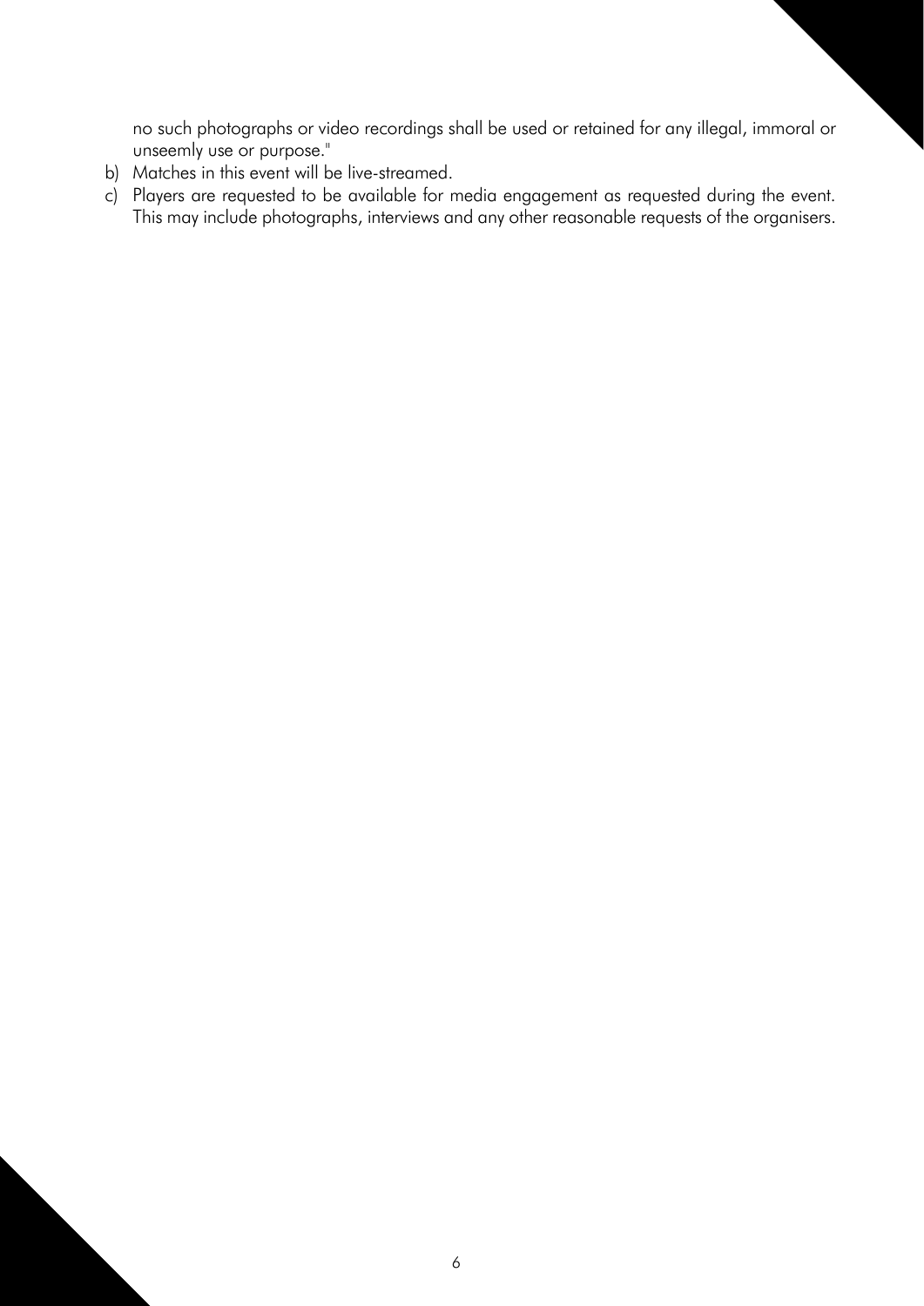no such photographs or video recordings shall be used or retained for any illegal, immoral or unseemly use or purpose."

b) Matches in this event will be live-streamed.
c) Players are requested to be available for media engagement as requested during the event. This may include photographs, interviews and any other reasonable requests of the organisers.